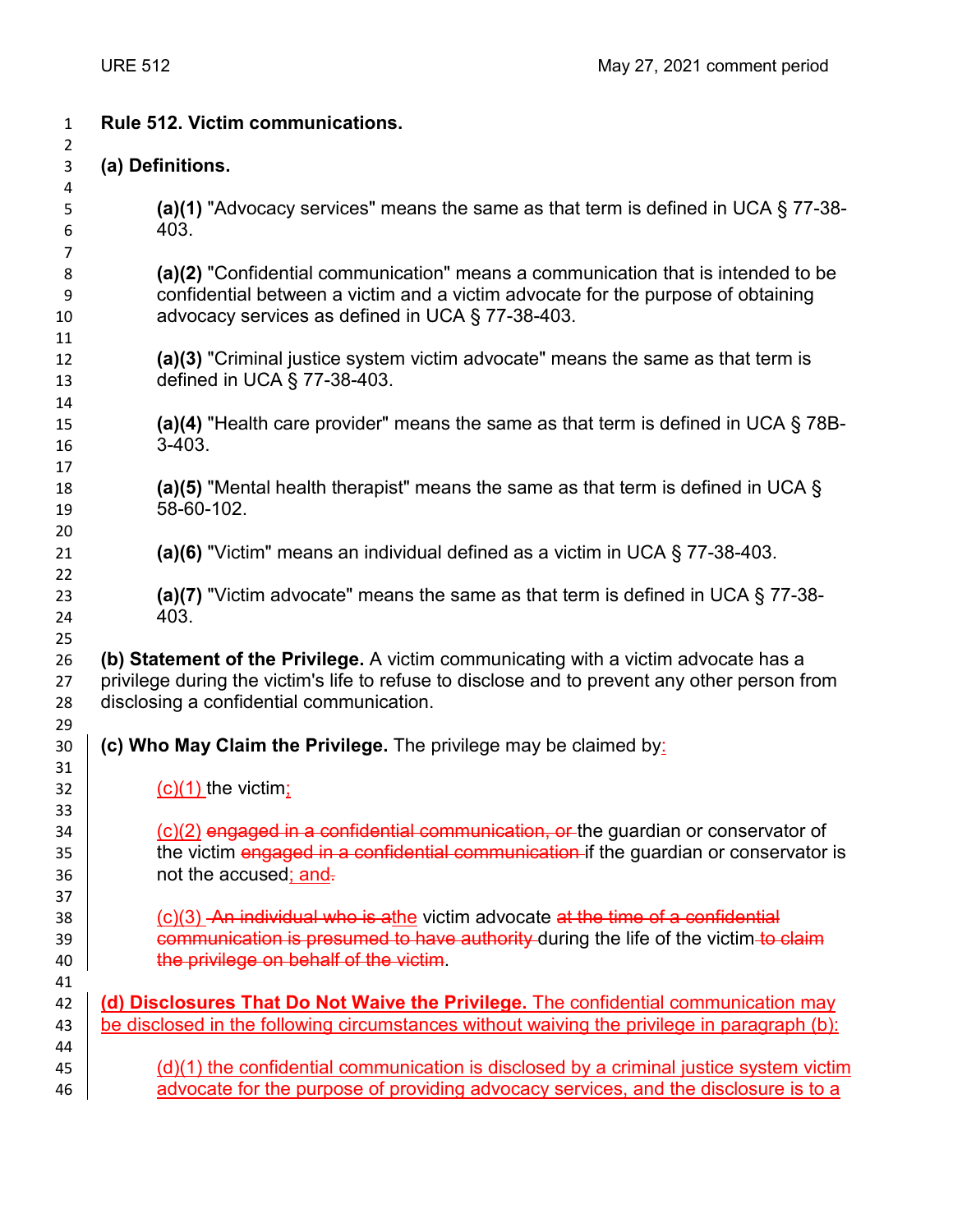**Rule 512. Victim communications.**

**(a) Definitions.**

**(a)(1)** "Advocacy services" means the same as that term is defined in UCA § 77-38-403.

**(a)(2)** "Confidential communication" means a communication that is intended to be confidential between a victim and a victim advocate for the purpose of obtaining advocacy services as defined in UCA § 77-38-403.

**(a)(3)** "Criminal justice system victim advocate" means the same as that term is defined in UCA § 77-38-403.

**(a)(4)** "Health care provider" means the same as that term is defined in UCA § 78B-3-403.

**(a)(5)** "Mental health therapist" means the same as that term is defined in UCA § 58-60-102.

**(a)(6)** "Victim" means an individual defined as a victim in UCA § 77-38-403.

**(a)(7)** "Victim advocate" means the same as that term is defined in UCA § 77-38-403.

**(b) Statement of the Privilege.** A victim communicating with a victim advocate has a privilege during the victim's life to refuse to disclose and to prevent any other person from disclosing a confidential communication.

**(c) Who May Claim the Privilege.** The privilege may be claimed by<u>:</u>

<u>(c)(1)</u> the victim<u>;</u>

<u>(c)(2)</u> ~~engaged in a confidential communication, or~~ the guardian or conservator of the victim ~~engaged in a confidential communication~~ if the guardian or conservator is not the accused<u>; and</u>~~.~~

<u>(c)(3)</u> ~~An individual who is a~~<u>the</u> victim advocate ~~at the time of a confidential communication is presumed to have authority~~ during the life of the victim ~~to claim the privilege on behalf of the victim~~.

<u>**(d) Disclosures That Do Not Waive the Privilege.** The confidential communication may be disclosed in the following circumstances without waiving the privilege in paragraph (b):</u>

<u>(d)(1) the confidential communication is disclosed by a criminal justice system victim advocate for the purpose of providing advocacy services, and the disclosure is to a</u>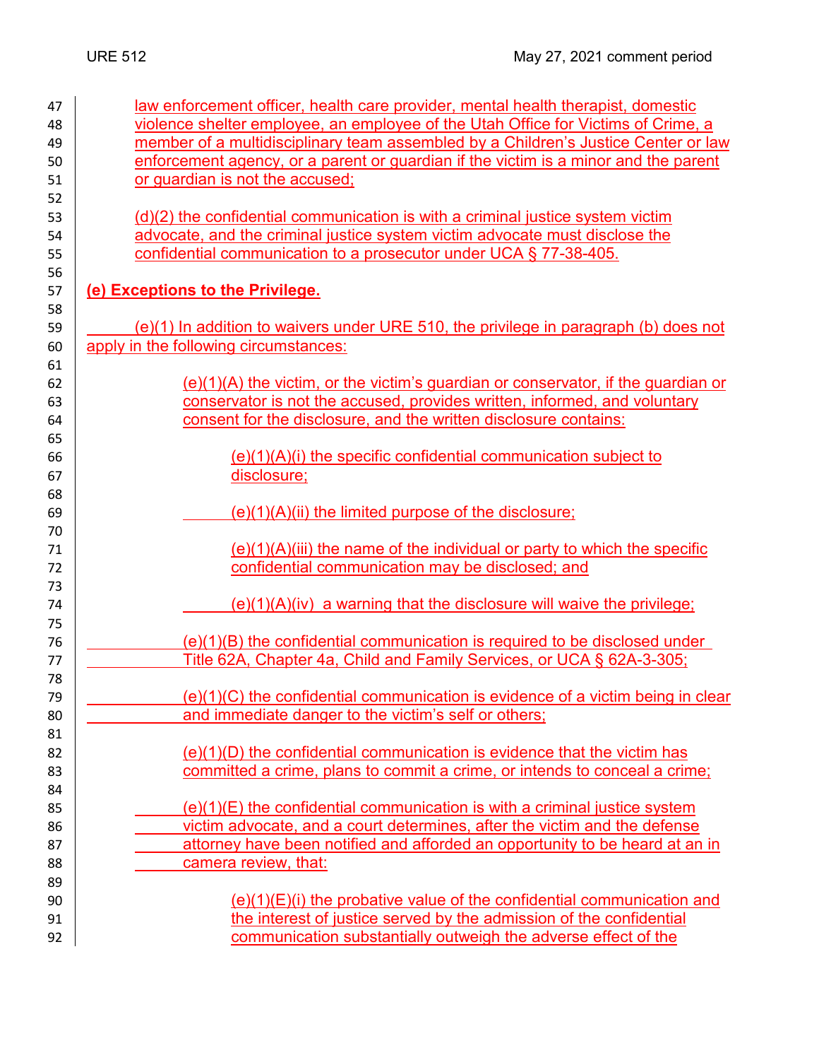law enforcement officer, health care provider, mental health therapist, domestic violence shelter employee, an employee of the Utah Office for Victims of Crime, a member of a multidisciplinary team assembled by a Children's Justice Center or law enforcement agency, or a parent or guardian if the victim is a minor and the parent or guardian is not the accused;

(d)(2) the confidential communication is with a criminal justice system victim advocate, and the criminal justice system victim advocate must disclose the confidential communication to a prosecutor under UCA § 77-38-405.

**(e) Exceptions to the Privilege.**

(e)(1) In addition to waivers under URE 510, the privilege in paragraph (b) does not apply in the following circumstances:

(e)(1)(A) the victim, or the victim's guardian or conservator, if the guardian or conservator is not the accused, provides written, informed, and voluntary consent for the disclosure, and the written disclosure contains:

(e)(1)(A)(i) the specific confidential communication subject to disclosure;

(e)(1)(A)(ii) the limited purpose of the disclosure;

(e)(1)(A)(iii) the name of the individual or party to which the specific confidential communication may be disclosed; and

(e)(1)(A)(iv) a warning that the disclosure will waive the privilege;

(e)(1)(B) the confidential communication is required to be disclosed under Title 62A, Chapter 4a, Child and Family Services, or UCA § 62A-3-305;

(e)(1)(C) the confidential communication is evidence of a victim being in clear and immediate danger to the victim's self or others;

(e)(1)(D) the confidential communication is evidence that the victim has committed a crime, plans to commit a crime, or intends to conceal a crime;

(e)(1)(E) the confidential communication is with a criminal justice system victim advocate, and a court determines, after the victim and the defense attorney have been notified and afforded an opportunity to be heard at an in camera review, that:

(e)(1)(E)(i) the probative value of the confidential communication and the interest of justice served by the admission of the confidential communication substantially outweigh the adverse effect of the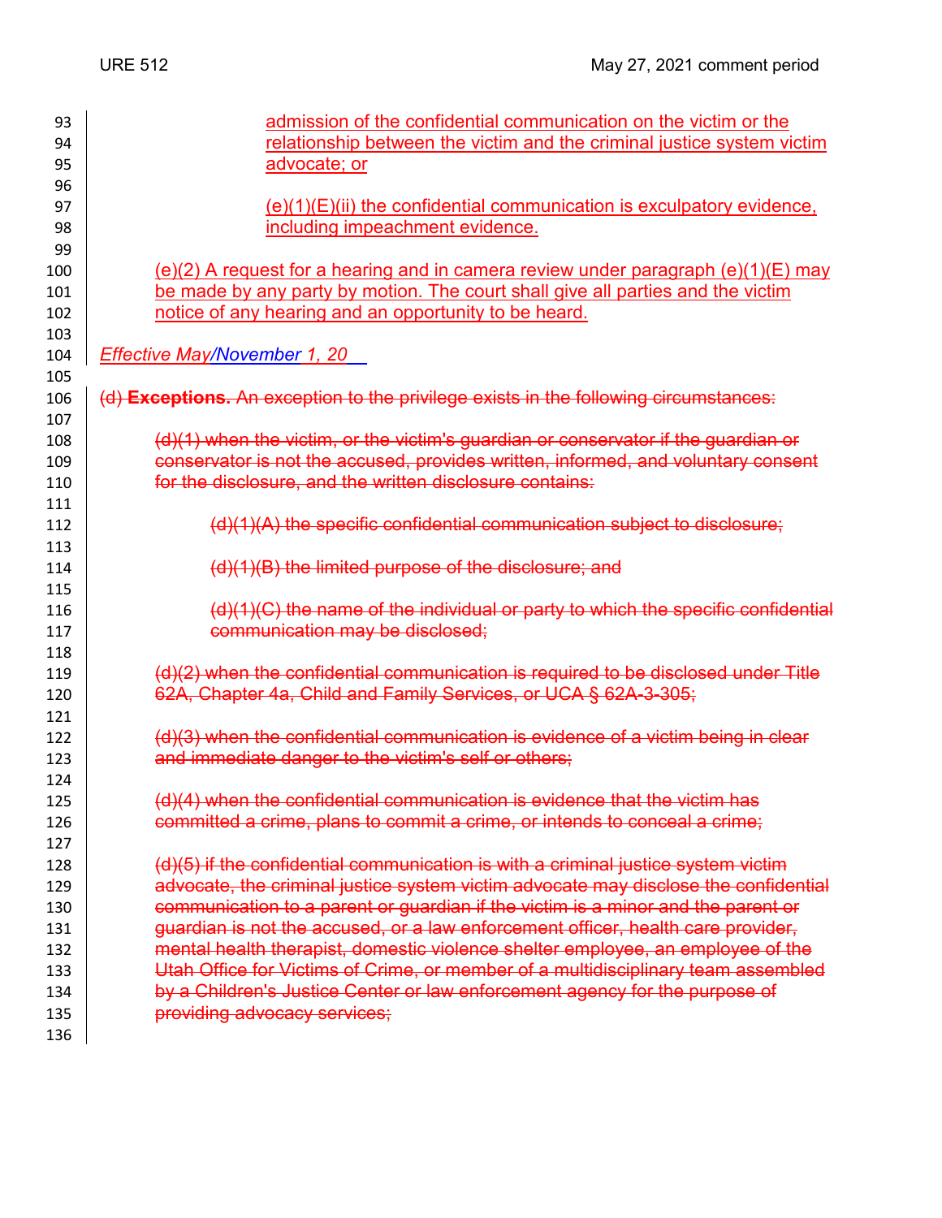admission of the confidential communication on the victim or the relationship between the victim and the criminal justice system victim advocate; or

(e)(1)(E)(ii) the confidential communication is exculpatory evidence, including impeachment evidence.

(e)(2) A request for a hearing and in camera review under paragraph (e)(1)(E) may be made by any party by motion. The court shall give all parties and the victim notice of any hearing and an opportunity to be heard.

*Effective May/November 1, 20__*

~~(d) **Exceptions.** An exception to the privilege exists in the following circumstances:~~

~~(d)(1) when the victim, or the victim's guardian or conservator if the guardian or conservator is not the accused, provides written, informed, and voluntary consent for the disclosure, and the written disclosure contains:~~

~~(d)(1)(A) the specific confidential communication subject to disclosure;~~

~~(d)(1)(B) the limited purpose of the disclosure; and~~

~~(d)(1)(C) the name of the individual or party to which the specific confidential communication may be disclosed;~~

~~(d)(2) when the confidential communication is required to be disclosed under Title 62A, Chapter 4a, Child and Family Services, or UCA § 62A-3-305;~~

~~(d)(3) when the confidential communication is evidence of a victim being in clear and immediate danger to the victim's self or others;~~

~~(d)(4) when the confidential communication is evidence that the victim has committed a crime, plans to commit a crime, or intends to conceal a crime;~~

~~(d)(5) if the confidential communication is with a criminal justice system victim advocate, the criminal justice system victim advocate may disclose the confidential communication to a parent or guardian if the victim is a minor and the parent or guardian is not the accused, or a law enforcement officer, health care provider, mental health therapist, domestic violence shelter employee, an employee of the Utah Office for Victims of Crime, or member of a multidisciplinary team assembled by a Children's Justice Center or law enforcement agency for the purpose of providing advocacy services;~~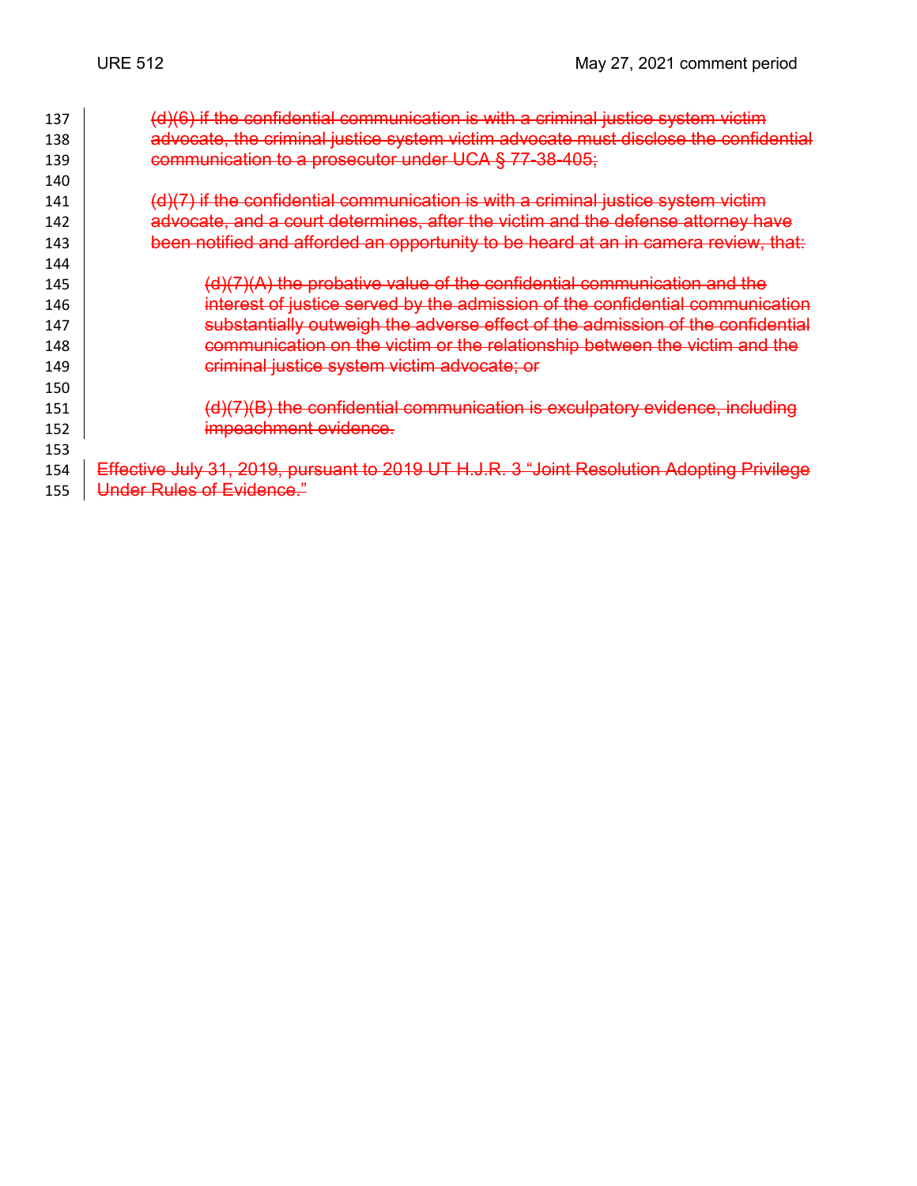~~(d)(6) if the confidential communication is with a criminal justice system victim advocate, the criminal justice system victim advocate must disclose the confidential communication to a prosecutor under UCA § 77-38-405;~~

~~(d)(7) if the confidential communication is with a criminal justice system victim advocate, and a court determines, after the victim and the defense attorney have been notified and afforded an opportunity to be heard at an in camera review, that:~~

~~(d)(7)(A) the probative value of the confidential communication and the interest of justice served by the admission of the confidential communication substantially outweigh the adverse effect of the admission of the confidential communication on the victim or the relationship between the victim and the criminal justice system victim advocate; or~~

~~(d)(7)(B) the confidential communication is exculpatory evidence, including impeachment evidence.~~

~~Effective July 31, 2019, pursuant to 2019 UT H.J.R. 3 "Joint Resolution Adopting Privilege Under Rules of Evidence."~~